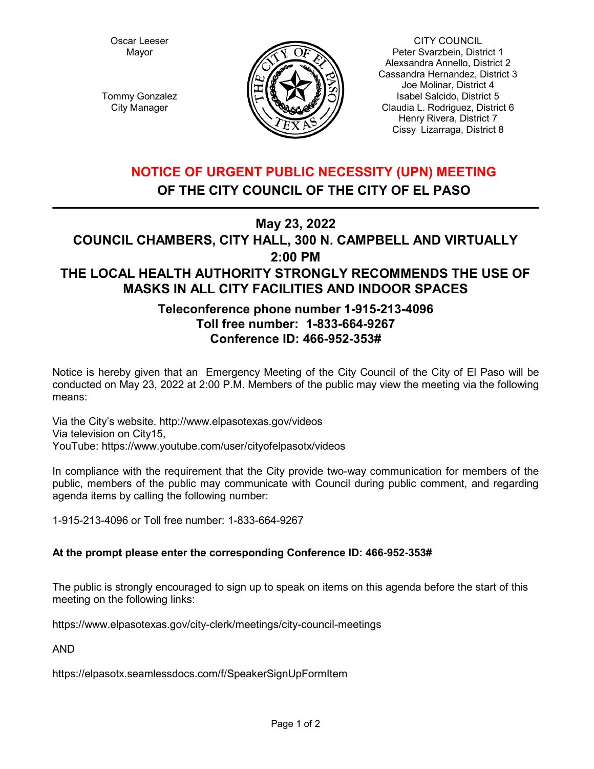Oscar Leeser
Mayor

Tommy Gonzalez
City Manager

CITY COUNCIL
Peter Svarzbein, District 1
Alexsandra Annello, District 2
Cassandra Hernandez, District 3
Joe Molinar, District 4
Isabel Salcido, District 5
Claudia L. Rodriguez, District 6
Henry Rivera, District 7
Cissy Lizarraga, District 8

# NOTICE OF URGENT PUBLIC NECESSITY (UPN) MEETING

## OF THE CITY COUNCIL OF THE CITY OF EL PASO

---

## May 23, 2022

## COUNCIL CHAMBERS, CITY HALL, 300 N. CAMPBELL AND VIRTUALLY

## 2:00 PM

## THE LOCAL HEALTH AUTHORITY STRONGLY RECOMMENDS THE USE OF MASKS IN ALL CITY FACILITIES AND INDOOR SPACES

### Teleconference phone number 1-915-213-4096
### Toll free number: 1-833-664-9267
### Conference ID: 466-952-353#

Notice is hereby given that an Emergency Meeting of the City Council of the City of El Paso will be conducted on May 23, 2022 at 2:00 P.M. Members of the public may view the meeting via the following means:

Via the City's website. http://www.elpasotexas.gov/videos
Via television on City15,
YouTube: https://www.youtube.com/user/cityofelpasotx/videos

In compliance with the requirement that the City provide two-way communication for members of the public, members of the public may communicate with Council during public comment, and regarding agenda items by calling the following number:

1-915-213-4096 or Toll free number: 1-833-664-9267

**At the prompt please enter the corresponding Conference ID: 466-952-353#**

The public is strongly encouraged to sign up to speak on items on this agenda before the start of this meeting on the following links:

https://www.elpasotexas.gov/city-clerk/meetings/city-council-meetings

AND

https://elpasotx.seamlessdocs.com/f/SpeakerSignUpFormItem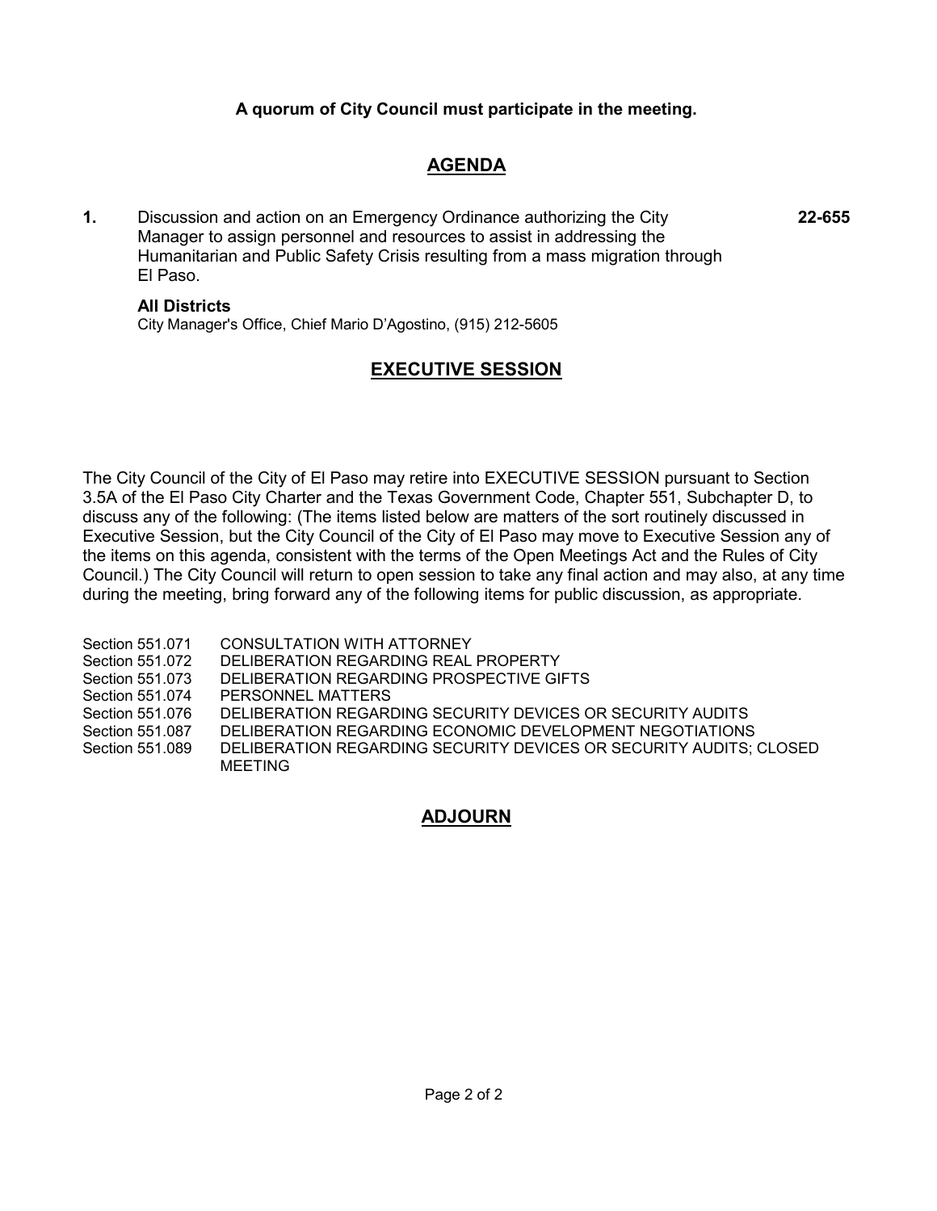**A quorum of City Council must participate in the meeting.**

## AGENDA

**1.** Discussion and action on an Emergency Ordinance authorizing the City Manager to assign personnel and resources to assist in addressing the Humanitarian and Public Safety Crisis resulting from a mass migration through El Paso. **22-655**

**All Districts**
City Manager's Office, Chief Mario D'Agostino, (915) 212-5605

## EXECUTIVE SESSION

The City Council of the City of El Paso may retire into EXECUTIVE SESSION pursuant to Section 3.5A of the El Paso City Charter and the Texas Government Code, Chapter 551, Subchapter D, to discuss any of the following: (The items listed below are matters of the sort routinely discussed in Executive Session, but the City Council of the City of El Paso may move to Executive Session any of the items on this agenda, consistent with the terms of the Open Meetings Act and the Rules of City Council.) The City Council will return to open session to take any final action and may also, at any time during the meeting, bring forward any of the following items for public discussion, as appropriate.

| | |
|---|---|
| Section 551.071 | CONSULTATION WITH ATTORNEY |
| Section 551.072 | DELIBERATION REGARDING REAL PROPERTY |
| Section 551.073 | DELIBERATION REGARDING PROSPECTIVE GIFTS |
| Section 551.074 | PERSONNEL MATTERS |
| Section 551.076 | DELIBERATION REGARDING SECURITY DEVICES OR SECURITY AUDITS |
| Section 551.087 | DELIBERATION REGARDING ECONOMIC DEVELOPMENT NEGOTIATIONS |
| Section 551.089 | DELIBERATION REGARDING SECURITY DEVICES OR SECURITY AUDITS; CLOSED MEETING |

## ADJOURN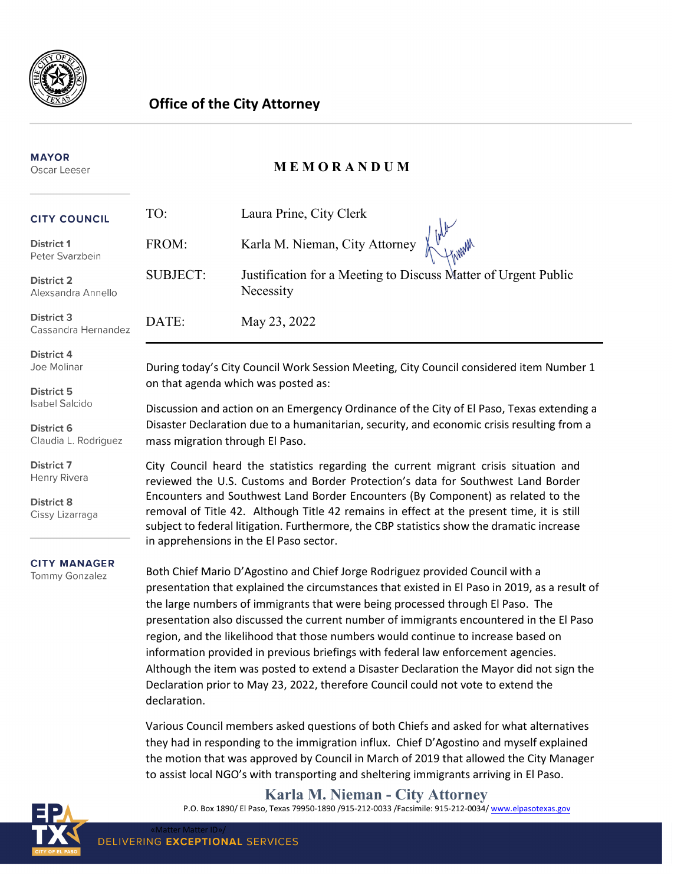# Office of the City Attorney

**MAYOR**
Oscar Leeser

**CITY COUNCIL**

**District 1**
Peter Svarzbein

**District 2**
Alexsandra Annello

**District 3**
Cassandra Hernandez

**District 4**
Joe Molinar

**District 5**
Isabel Salcido

**District 6**
Claudia L. Rodriguez

**District 7**
Henry Rivera

**District 8**
Cissy Lizarraga

**CITY MANAGER**
Tommy Gonzalez

## MEMORANDUM

TO: Laura Prine, City Clerk

FROM: Karla M. Nieman, City Attorney

SUBJECT: Justification for a Meeting to Discuss Matter of Urgent Public Necessity

DATE: May 23, 2022

---

During today's City Council Work Session Meeting, City Council considered item Number 1 on that agenda which was posted as:

Discussion and action on an Emergency Ordinance of the City of El Paso, Texas extending a Disaster Declaration due to a humanitarian, security, and economic crisis resulting from a mass migration through El Paso.

City Council heard the statistics regarding the current migrant crisis situation and reviewed the U.S. Customs and Border Protection's data for Southwest Land Border Encounters and Southwest Land Border Encounters (By Component) as related to the removal of Title 42. Although Title 42 remains in effect at the present time, it is still subject to federal litigation. Furthermore, the CBP statistics show the dramatic increase in apprehensions in the El Paso sector.

Both Chief Mario D'Agostino and Chief Jorge Rodriguez provided Council with a presentation that explained the circumstances that existed in El Paso in 2019, as a result of the large numbers of immigrants that were being processed through El Paso. The presentation also discussed the current number of immigrants encountered in the El Paso region, and the likelihood that those numbers would continue to increase based on information provided in previous briefings with federal law enforcement agencies. Although the item was posted to extend a Disaster Declaration the Mayor did not sign the Declaration prior to May 23, 2022, therefore Council could not vote to extend the declaration.

Various Council members asked questions of both Chiefs and asked for what alternatives they had in responding to the immigration influx. Chief D'Agostino and myself explained the motion that was approved by Council in March of 2019 that allowed the City Manager to assist local NGO's with transporting and sheltering immigrants arriving in El Paso.

**Karla M. Nieman - City Attorney**
P.O. Box 1890/ El Paso, Texas 79950-1890 /915-212-0033 /Facsimile: 915-212-0034/ www.elpasotexas.gov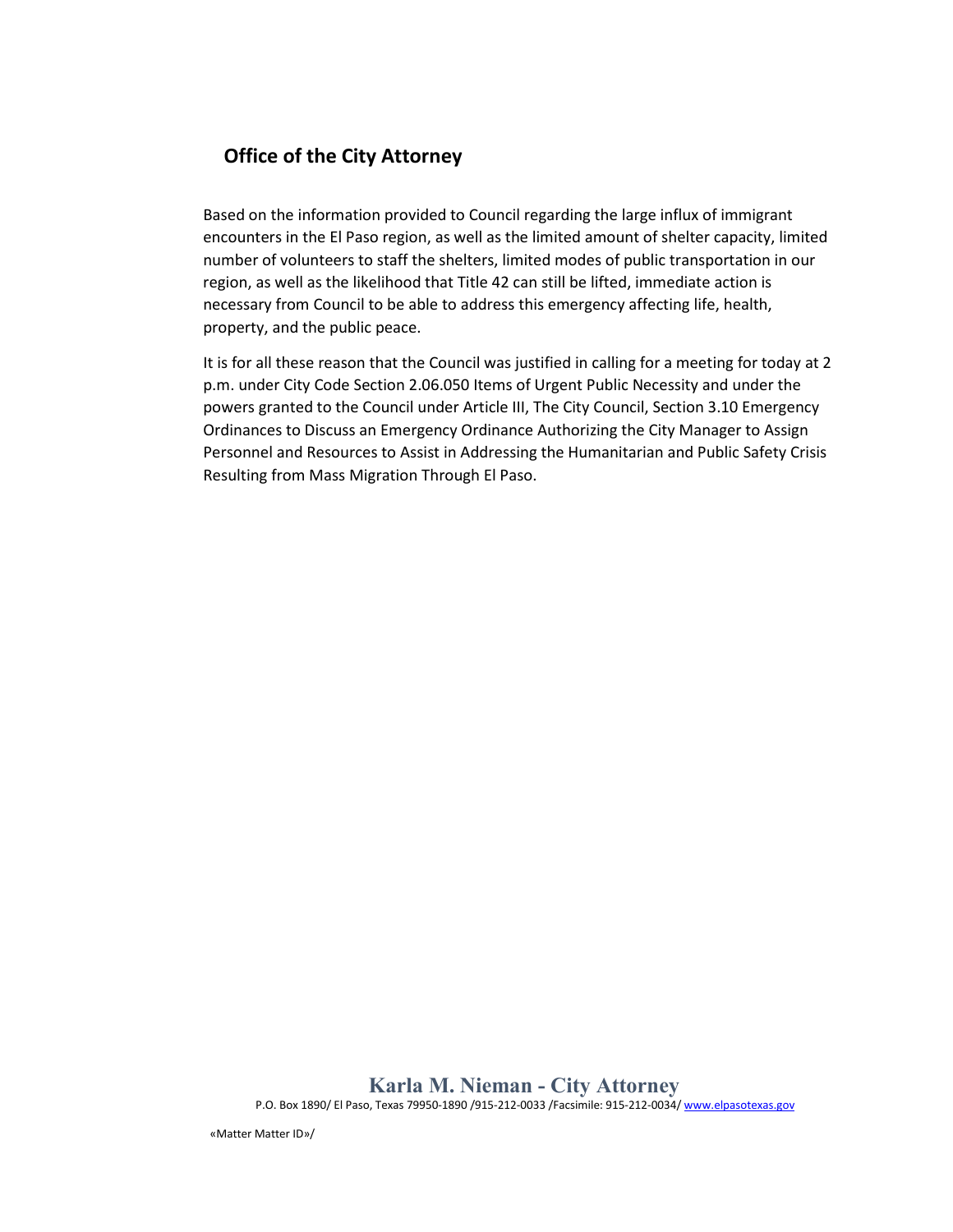## Office of the City Attorney

Based on the information provided to Council regarding the large influx of immigrant encounters in the El Paso region, as well as the limited amount of shelter capacity, limited number of volunteers to staff the shelters, limited modes of public transportation in our region, as well as the likelihood that Title 42 can still be lifted, immediate action is necessary from Council to be able to address this emergency affecting life, health, property, and the public peace.

It is for all these reason that the Council was justified in calling for a meeting for today at 2 p.m. under City Code Section 2.06.050 Items of Urgent Public Necessity and under the powers granted to the Council under Article III, The City Council, Section 3.10 Emergency Ordinances to Discuss an Emergency Ordinance Authorizing the City Manager to Assign Personnel and Resources to Assist in Addressing the Humanitarian and Public Safety Crisis Resulting from Mass Migration Through El Paso.

**Karla M. Nieman - City Attorney**

P.O. Box 1890/ El Paso, Texas 79950-1890 /915-212-0033 /Facsimile: 915-212-0034/ www.elpasotexas.gov

«Matter Matter ID»/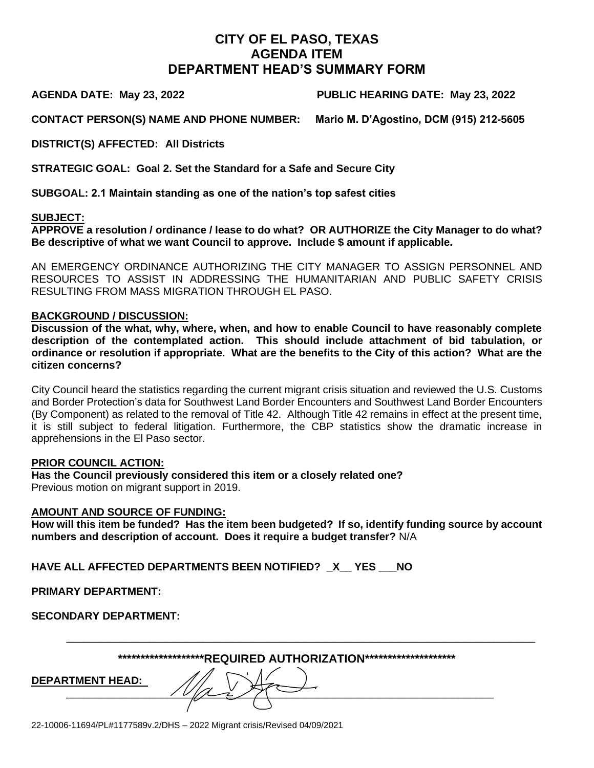# CITY OF EL PASO, TEXAS
# AGENDA ITEM
# DEPARTMENT HEAD'S SUMMARY FORM

**AGENDA DATE: May 23, 2022** **PUBLIC HEARING DATE: May 23, 2022**

**CONTACT PERSON(S) NAME AND PHONE NUMBER: Mario M. D'Agostino, DCM (915) 212-5605**

**DISTRICT(S) AFFECTED: All Districts**

**STRATEGIC GOAL: Goal 2. Set the Standard for a Safe and Secure City**

**SUBGOAL: 2.1 Maintain standing as one of the nation's top safest cities**

**SUBJECT:**

**APPROVE a resolution / ordinance / lease to do what? OR AUTHORIZE the City Manager to do what? Be descriptive of what we want Council to approve. Include $ amount if applicable.**

AN EMERGENCY ORDINANCE AUTHORIZING THE CITY MANAGER TO ASSIGN PERSONNEL AND RESOURCES TO ASSIST IN ADDRESSING THE HUMANITARIAN AND PUBLIC SAFETY CRISIS RESULTING FROM MASS MIGRATION THROUGH EL PASO.

**BACKGROUND / DISCUSSION:**

**Discussion of the what, why, where, when, and how to enable Council to have reasonably complete description of the contemplated action. This should include attachment of bid tabulation, or ordinance or resolution if appropriate. What are the benefits to the City of this action? What are the citizen concerns?**

City Council heard the statistics regarding the current migrant crisis situation and reviewed the U.S. Customs and Border Protection's data for Southwest Land Border Encounters and Southwest Land Border Encounters (By Component) as related to the removal of Title 42. Although Title 42 remains in effect at the present time, it is still subject to federal litigation. Furthermore, the CBP statistics show the dramatic increase in apprehensions in the El Paso sector.

**PRIOR COUNCIL ACTION:**

**Has the Council previously considered this item or a closely related one?**
Previous motion on migrant support in 2019.

**AMOUNT AND SOURCE OF FUNDING:**

**How will this item be funded? Has the item been budgeted? If so, identify funding source by account numbers and description of account. Does it require a budget transfer?** N/A

**HAVE ALL AFFECTED DEPARTMENTS BEEN NOTIFIED? _X__ YES ___NO**

**PRIMARY DEPARTMENT:**

**SECONDARY DEPARTMENT:**

---

**********************REQUIRED AUTHORIZATION**********************

**DEPARTMENT HEAD:** ______________________________

22-10006-11694/PL#1177589v.2/DHS – 2022 Migrant crisis/Revised 04/09/2021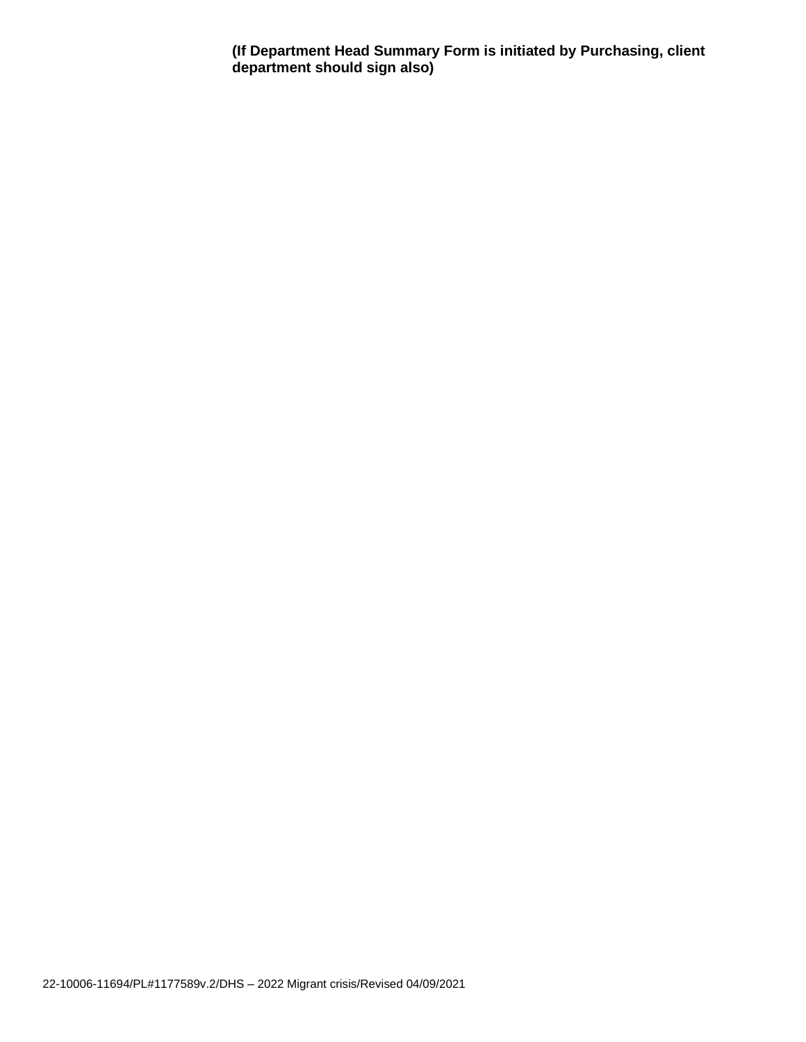**(If Department Head Summary Form is initiated by Purchasing, client department should sign also)**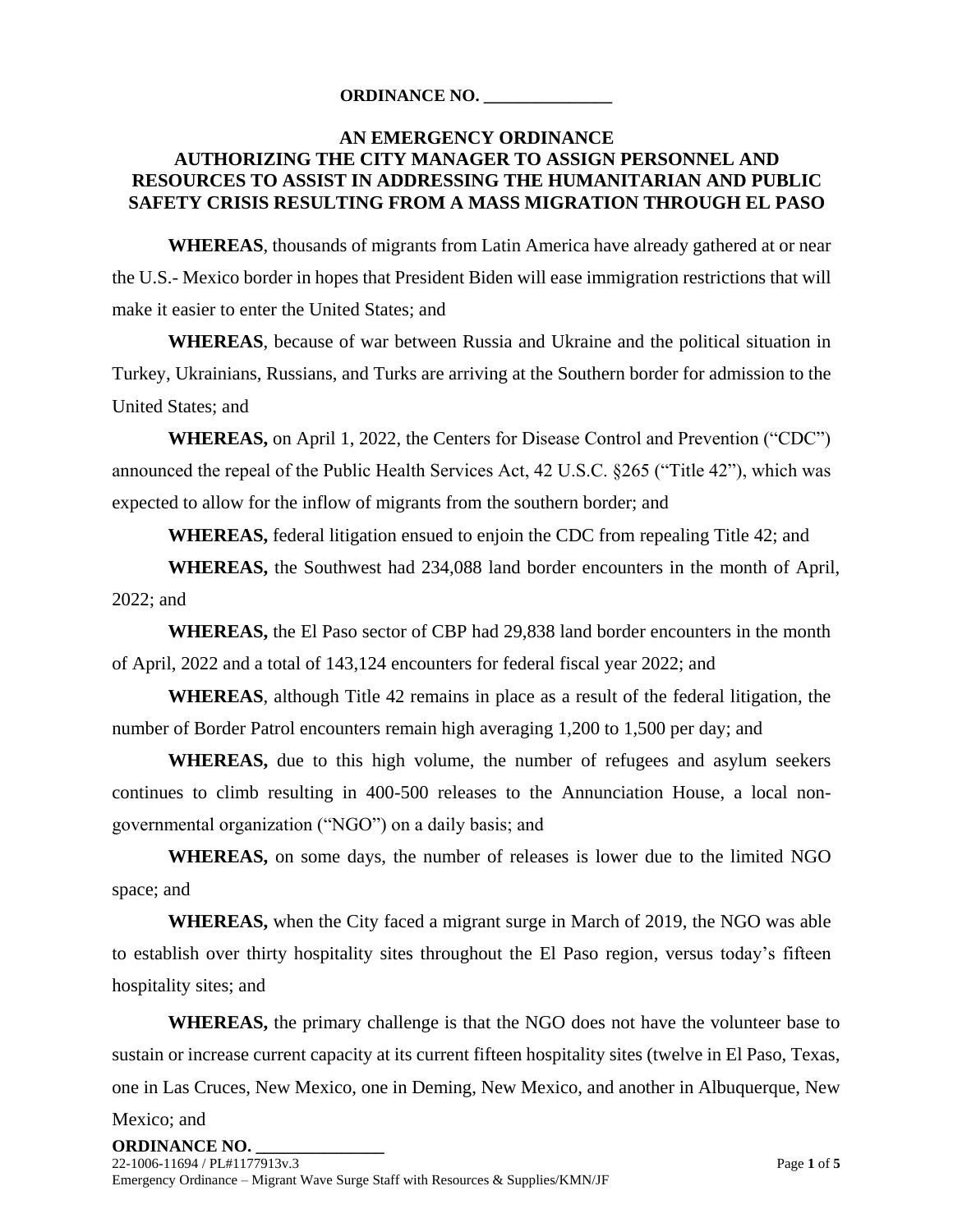**ORDINANCE NO. _______________**

**AN EMERGENCY ORDINANCE AUTHORIZING THE CITY MANAGER TO ASSIGN PERSONNEL AND RESOURCES TO ASSIST IN ADDRESSING THE HUMANITARIAN AND PUBLIC SAFETY CRISIS RESULTING FROM A MASS MIGRATION THROUGH EL PASO**

**WHEREAS**, thousands of migrants from Latin America have already gathered at or near the U.S.- Mexico border in hopes that President Biden will ease immigration restrictions that will make it easier to enter the United States; and

**WHEREAS**, because of war between Russia and Ukraine and the political situation in Turkey, Ukrainians, Russians, and Turks are arriving at the Southern border for admission to the United States; and

**WHEREAS,** on April 1, 2022, the Centers for Disease Control and Prevention ("CDC") announced the repeal of the Public Health Services Act, 42 U.S.C. §265 ("Title 42"), which was expected to allow for the inflow of migrants from the southern border; and

**WHEREAS,** federal litigation ensued to enjoin the CDC from repealing Title 42; and

**WHEREAS,** the Southwest had 234,088 land border encounters in the month of April, 2022; and

**WHEREAS,** the El Paso sector of CBP had 29,838 land border encounters in the month of April, 2022 and a total of 143,124 encounters for federal fiscal year 2022; and

**WHEREAS**, although Title 42 remains in place as a result of the federal litigation, the number of Border Patrol encounters remain high averaging 1,200 to 1,500 per day; and

**WHEREAS,** due to this high volume, the number of refugees and asylum seekers continues to climb resulting in 400-500 releases to the Annunciation House, a local non-governmental organization ("NGO") on a daily basis; and

**WHEREAS,** on some days, the number of releases is lower due to the limited NGO space; and

**WHEREAS,** when the City faced a migrant surge in March of 2019, the NGO was able to establish over thirty hospitality sites throughout the El Paso region, versus today's fifteen hospitality sites; and

**WHEREAS,** the primary challenge is that the NGO does not have the volunteer base to sustain or increase current capacity at its current fifteen hospitality sites (twelve in El Paso, Texas, one in Las Cruces, New Mexico, one in Deming, New Mexico, and another in Albuquerque, New Mexico; and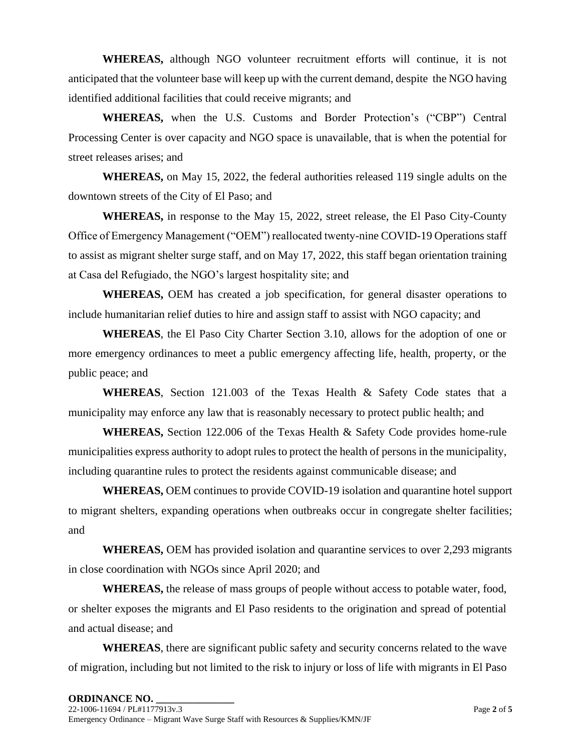**WHEREAS,** although NGO volunteer recruitment efforts will continue, it is not anticipated that the volunteer base will keep up with the current demand, despite the NGO having identified additional facilities that could receive migrants; and

**WHEREAS,** when the U.S. Customs and Border Protection's ("CBP") Central Processing Center is over capacity and NGO space is unavailable, that is when the potential for street releases arises; and

**WHEREAS,** on May 15, 2022, the federal authorities released 119 single adults on the downtown streets of the City of El Paso; and

**WHEREAS,** in response to the May 15, 2022, street release, the El Paso City-County Office of Emergency Management ("OEM") reallocated twenty-nine COVID-19 Operations staff to assist as migrant shelter surge staff, and on May 17, 2022, this staff began orientation training at Casa del Refugiado, the NGO's largest hospitality site; and

**WHEREAS,** OEM has created a job specification, for general disaster operations to include humanitarian relief duties to hire and assign staff to assist with NGO capacity; and

**WHEREAS**, the El Paso City Charter Section 3.10, allows for the adoption of one or more emergency ordinances to meet a public emergency affecting life, health, property, or the public peace; and

**WHEREAS**, Section 121.003 of the Texas Health & Safety Code states that a municipality may enforce any law that is reasonably necessary to protect public health; and

**WHEREAS,** Section 122.006 of the Texas Health & Safety Code provides home-rule municipalities express authority to adopt rules to protect the health of persons in the municipality, including quarantine rules to protect the residents against communicable disease; and

**WHEREAS,** OEM continues to provide COVID-19 isolation and quarantine hotel support to migrant shelters, expanding operations when outbreaks occur in congregate shelter facilities; and

**WHEREAS,** OEM has provided isolation and quarantine services to over 2,293 migrants in close coordination with NGOs since April 2020; and

**WHEREAS,** the release of mass groups of people without access to potable water, food, or shelter exposes the migrants and El Paso residents to the origination and spread of potential and actual disease; and

**WHEREAS**, there are significant public safety and security concerns related to the wave of migration, including but not limited to the risk to injury or loss of life with migrants in El Paso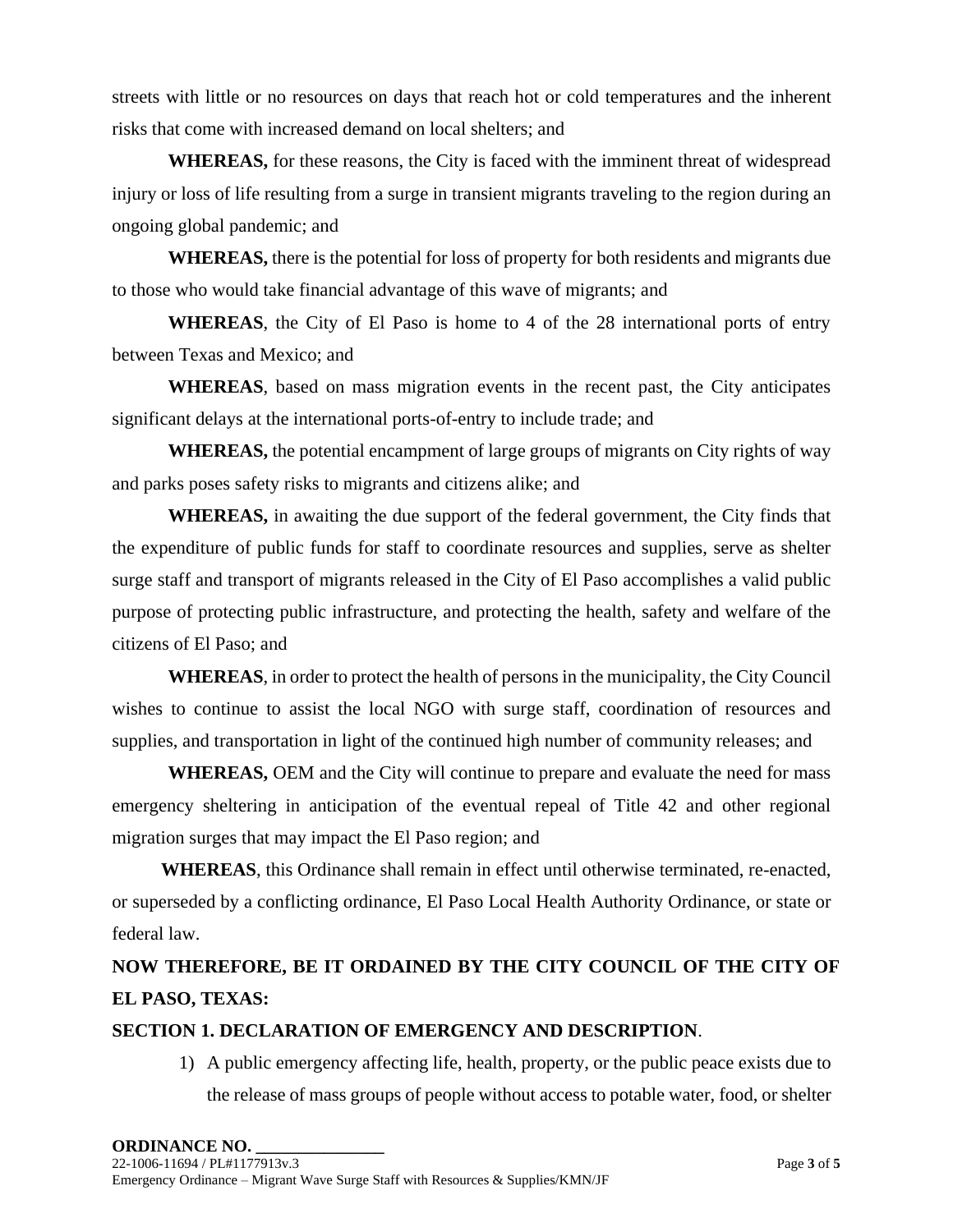streets with little or no resources on days that reach hot or cold temperatures and the inherent risks that come with increased demand on local shelters; and

**WHEREAS,** for these reasons, the City is faced with the imminent threat of widespread injury or loss of life resulting from a surge in transient migrants traveling to the region during an ongoing global pandemic; and

**WHEREAS,** there is the potential for loss of property for both residents and migrants due to those who would take financial advantage of this wave of migrants; and

**WHEREAS**, the City of El Paso is home to 4 of the 28 international ports of entry between Texas and Mexico; and

**WHEREAS**, based on mass migration events in the recent past, the City anticipates significant delays at the international ports-of-entry to include trade; and

**WHEREAS,** the potential encampment of large groups of migrants on City rights of way and parks poses safety risks to migrants and citizens alike; and

**WHEREAS,** in awaiting the due support of the federal government, the City finds that the expenditure of public funds for staff to coordinate resources and supplies, serve as shelter surge staff and transport of migrants released in the City of El Paso accomplishes a valid public purpose of protecting public infrastructure, and protecting the health, safety and welfare of the citizens of El Paso; and

**WHEREAS**, in order to protect the health of persons in the municipality, the City Council wishes to continue to assist the local NGO with surge staff, coordination of resources and supplies, and transportation in light of the continued high number of community releases; and

**WHEREAS,** OEM and the City will continue to prepare and evaluate the need for mass emergency sheltering in anticipation of the eventual repeal of Title 42 and other regional migration surges that may impact the El Paso region; and

**WHEREAS**, this Ordinance shall remain in effect until otherwise terminated, re-enacted, or superseded by a conflicting ordinance, El Paso Local Health Authority Ordinance, or state or federal law.

**NOW THEREFORE, BE IT ORDAINED BY THE CITY COUNCIL OF THE CITY OF EL PASO, TEXAS:**

**SECTION 1. DECLARATION OF EMERGENCY AND DESCRIPTION**.

1) A public emergency affecting life, health, property, or the public peace exists due to the release of mass groups of people without access to potable water, food, or shelter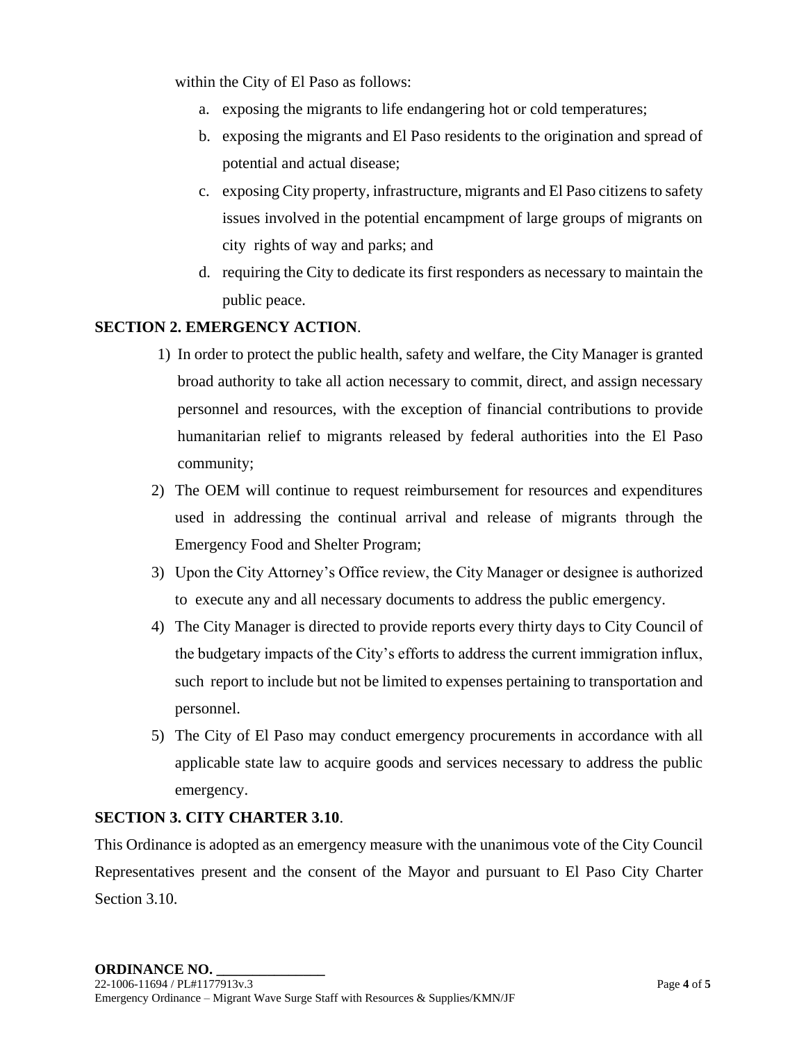within the City of El Paso as follows:

a. exposing the migrants to life endangering hot or cold temperatures;

b. exposing the migrants and El Paso residents to the origination and spread of potential and actual disease;

c. exposing City property, infrastructure, migrants and El Paso citizens to safety issues involved in the potential encampment of large groups of migrants on city rights of way and parks; and

d. requiring the City to dedicate its first responders as necessary to maintain the public peace.

**SECTION 2. EMERGENCY ACTION**.

1) In order to protect the public health, safety and welfare, the City Manager is granted broad authority to take all action necessary to commit, direct, and assign necessary personnel and resources, with the exception of financial contributions to provide humanitarian relief to migrants released by federal authorities into the El Paso community;

2) The OEM will continue to request reimbursement for resources and expenditures used in addressing the continual arrival and release of migrants through the Emergency Food and Shelter Program;

3) Upon the City Attorney's Office review, the City Manager or designee is authorized to execute any and all necessary documents to address the public emergency.

4) The City Manager is directed to provide reports every thirty days to City Council of the budgetary impacts of the City's efforts to address the current immigration influx, such report to include but not be limited to expenses pertaining to transportation and personnel.

5) The City of El Paso may conduct emergency procurements in accordance with all applicable state law to acquire goods and services necessary to address the public emergency.

**SECTION 3. CITY CHARTER 3.10**.

This Ordinance is adopted as an emergency measure with the unanimous vote of the City Council Representatives present and the consent of the Mayor and pursuant to El Paso City Charter Section 3.10.

**ORDINANCE NO. _______________**

22-1006-11694 / PL#1177913v.3

Emergency Ordinance – Migrant Wave Surge Staff with Resources & Supplies/KMN/JF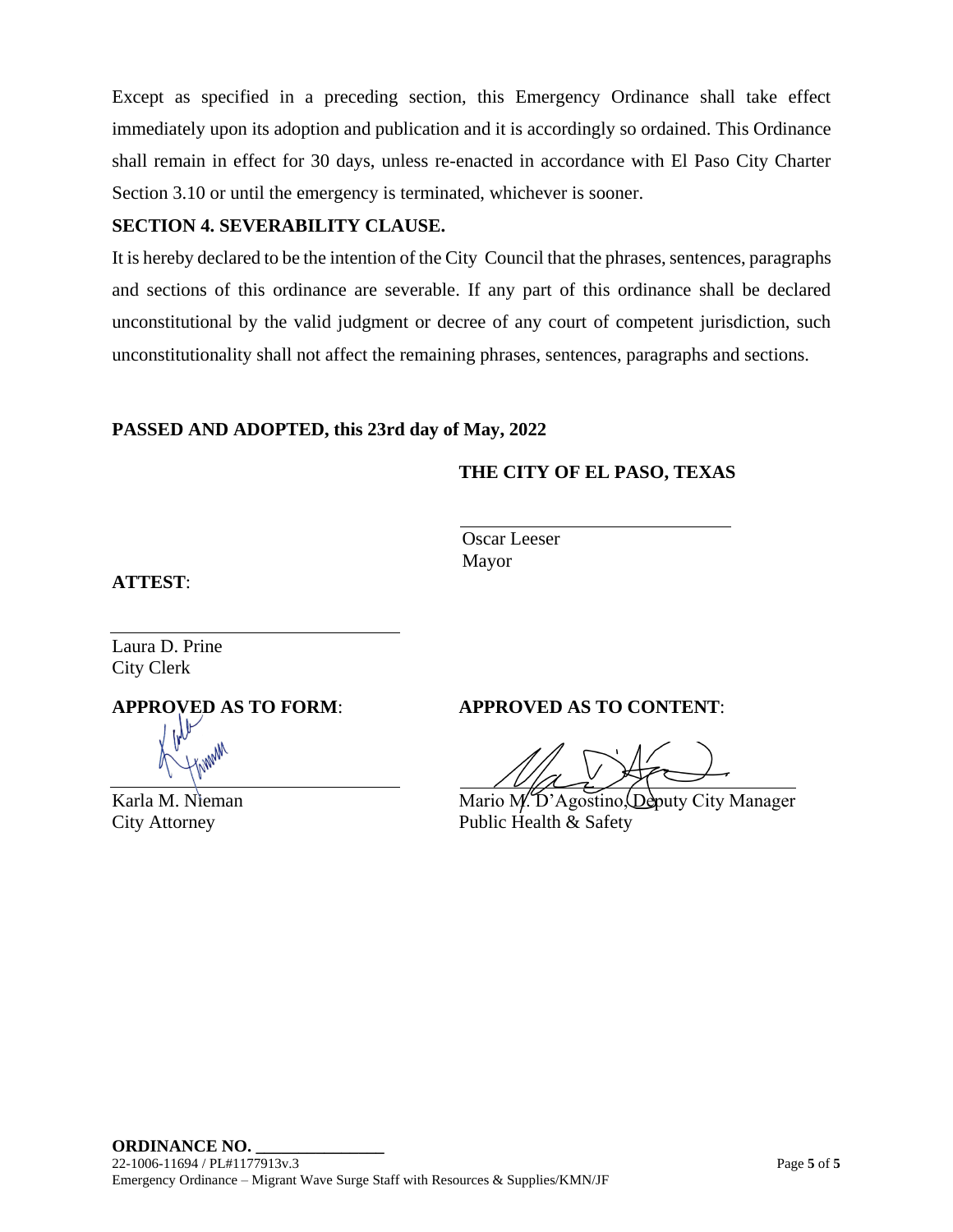Except as specified in a preceding section, this Emergency Ordinance shall take effect immediately upon its adoption and publication and it is accordingly so ordained. This Ordinance shall remain in effect for 30 days, unless re-enacted in accordance with El Paso City Charter Section 3.10 or until the emergency is terminated, whichever is sooner.

**SECTION 4. SEVERABILITY CLAUSE.**

It is hereby declared to be the intention of the City Council that the phrases, sentences, paragraphs and sections of this ordinance are severable. If any part of this ordinance shall be declared unconstitutional by the valid judgment or decree of any court of competent jurisdiction, such unconstitutionality shall not affect the remaining phrases, sentences, paragraphs and sections.

**PASSED AND ADOPTED, this 23rd day of May, 2022**

**THE CITY OF EL PASO, TEXAS**

\_\_\_\_\_\_\_\_\_\_\_\_\_\_\_\_\_\_\_\_\_\_\_\_\_\_\_\_\_\_
Oscar Leeser
Mayor

**ATTEST**:

\_\_\_\_\_\_\_\_\_\_\_\_\_\_\_\_\_\_\_\_\_\_\_\_\_\_\_\_\_\_
Laura D. Prine
City Clerk

**APPROVED AS TO FORM**:

\_\_\_\_\_\_\_\_\_\_\_\_\_\_\_\_\_\_\_\_\_\_\_\_\_\_\_\_\_\_
Karla M. Nieman
City Attorney

**APPROVED AS TO CONTENT**:

\_\_\_\_\_\_\_\_\_\_\_\_\_\_\_\_\_\_\_\_\_\_\_\_\_\_\_\_\_\_
Mario M. D'Agostino, Deputy City Manager
Public Health & Safety

**ORDINANCE NO. \_\_\_\_\_\_\_\_\_\_\_\_\_\_\_**
22-1006-11694 / PL#1177913v.3
Emergency Ordinance – Migrant Wave Surge Staff with Resources & Supplies/KMN/JF